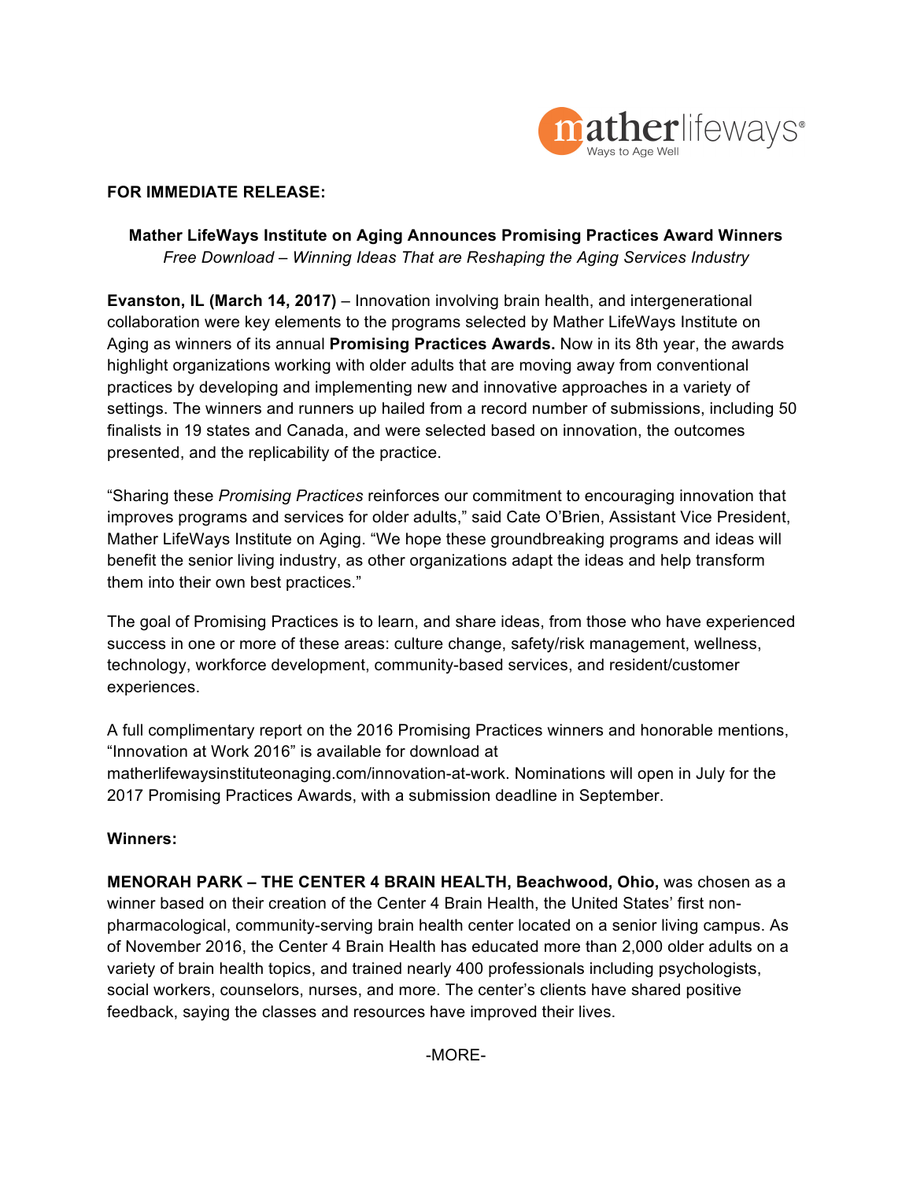**FOR IMMEDIATE RELEASE:**

**Mather LifeWays Institute on Aging Announces Promising Practices Award Winners**
*Free Download – Winning Ideas That are Reshaping the Aging Services Industry*

**Evanston, IL (March 14, 2017)** – Innovation involving brain health, and intergenerational collaboration were key elements to the programs selected by Mather LifeWays Institute on Aging as winners of its annual **Promising Practices Awards.** Now in its 8th year, the awards highlight organizations working with older adults that are moving away from conventional practices by developing and implementing new and innovative approaches in a variety of settings. The winners and runners up hailed from a record number of submissions, including 50 finalists in 19 states and Canada, and were selected based on innovation, the outcomes presented, and the replicability of the practice.

"Sharing these *Promising Practices* reinforces our commitment to encouraging innovation that improves programs and services for older adults," said Cate O'Brien, Assistant Vice President, Mather LifeWays Institute on Aging. "We hope these groundbreaking programs and ideas will benefit the senior living industry, as other organizations adapt the ideas and help transform them into their own best practices."

The goal of Promising Practices is to learn, and share ideas, from those who have experienced success in one or more of these areas: culture change, safety/risk management, wellness, technology, workforce development, community-based services, and resident/customer experiences.

A full complimentary report on the 2016 Promising Practices winners and honorable mentions, "Innovation at Work 2016" is available for download at matherlifewaysinstituteonaging.com/innovation-at-work. Nominations will open in July for the 2017 Promising Practices Awards, with a submission deadline in September.

**Winners:**

**MENORAH PARK – THE CENTER 4 BRAIN HEALTH, Beachwood, Ohio,** was chosen as a winner based on their creation of the Center 4 Brain Health, the United States' first non-pharmacological, community-serving brain health center located on a senior living campus. As of November 2016, the Center 4 Brain Health has educated more than 2,000 older adults on a variety of brain health topics, and trained nearly 400 professionals including psychologists, social workers, counselors, nurses, and more. The center's clients have shared positive feedback, saying the classes and resources have improved their lives.

-MORE-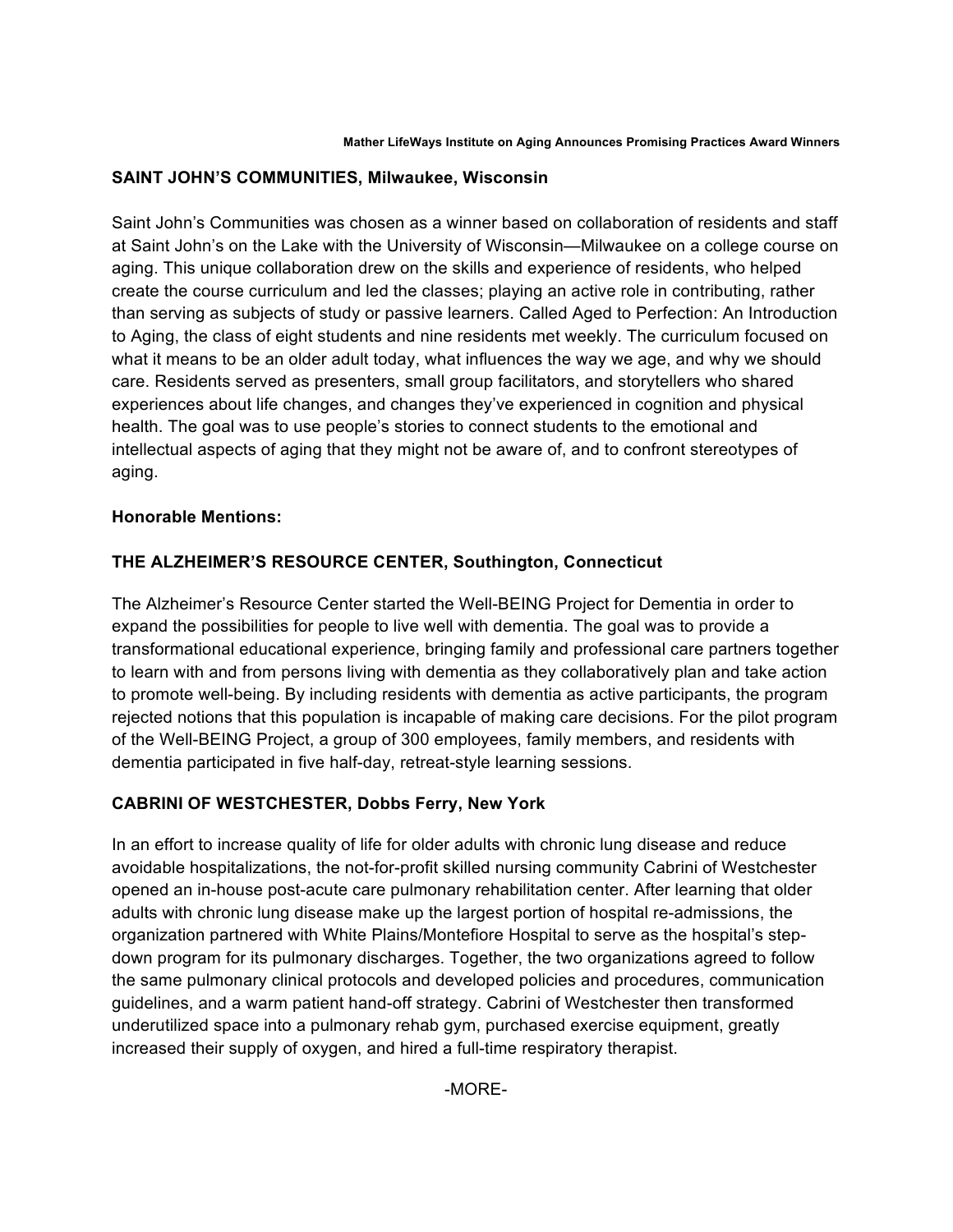**SAINT JOHN'S COMMUNITIES, Milwaukee, Wisconsin**

Saint John's Communities was chosen as a winner based on collaboration of residents and staff at Saint John's on the Lake with the University of Wisconsin—Milwaukee on a college course on aging. This unique collaboration drew on the skills and experience of residents, who helped create the course curriculum and led the classes; playing an active role in contributing, rather than serving as subjects of study or passive learners. Called Aged to Perfection: An Introduction to Aging, the class of eight students and nine residents met weekly. The curriculum focused on what it means to be an older adult today, what influences the way we age, and why we should care. Residents served as presenters, small group facilitators, and storytellers who shared experiences about life changes, and changes they've experienced in cognition and physical health. The goal was to use people's stories to connect students to the emotional and intellectual aspects of aging that they might not be aware of, and to confront stereotypes of aging.

**Honorable Mentions:**

**THE ALZHEIMER'S RESOURCE CENTER, Southington, Connecticut**

The Alzheimer's Resource Center started the Well-BEING Project for Dementia in order to expand the possibilities for people to live well with dementia. The goal was to provide a transformational educational experience, bringing family and professional care partners together to learn with and from persons living with dementia as they collaboratively plan and take action to promote well-being. By including residents with dementia as active participants, the program rejected notions that this population is incapable of making care decisions. For the pilot program of the Well-BEING Project, a group of 300 employees, family members, and residents with dementia participated in five half-day, retreat-style learning sessions.

**CABRINI OF WESTCHESTER, Dobbs Ferry, New York**

In an effort to increase quality of life for older adults with chronic lung disease and reduce avoidable hospitalizations, the not-for-profit skilled nursing community Cabrini of Westchester opened an in-house post-acute care pulmonary rehabilitation center. After learning that older adults with chronic lung disease make up the largest portion of hospital re-admissions, the organization partnered with White Plains/Montefiore Hospital to serve as the hospital's step-down program for its pulmonary discharges. Together, the two organizations agreed to follow the same pulmonary clinical protocols and developed policies and procedures, communication guidelines, and a warm patient hand-off strategy. Cabrini of Westchester then transformed underutilized space into a pulmonary rehab gym, purchased exercise equipment, greatly increased their supply of oxygen, and hired a full-time respiratory therapist.

-MORE-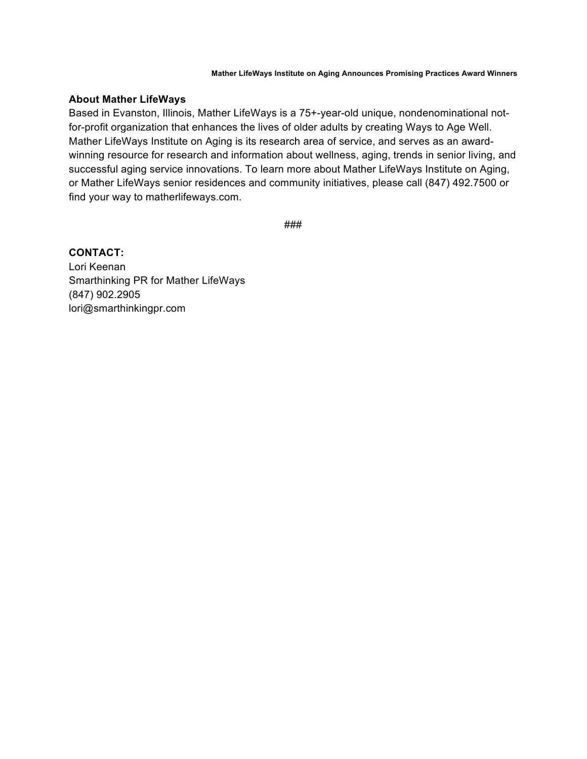**About Mather LifeWays**

Based in Evanston, Illinois, Mather LifeWays is a 75+-year-old unique, nondenominational not-for-profit organization that enhances the lives of older adults by creating Ways to Age Well. Mather LifeWays Institute on Aging is its research area of service, and serves as an award-winning resource for research and information about wellness, aging, trends in senior living, and successful aging service innovations. To learn more about Mather LifeWays Institute on Aging, or Mather LifeWays senior residences and community initiatives, please call (847) 492.7500 or find your way to matherlifeways.com.

###

**CONTACT:**

Lori Keenan
Smarthinking PR for Mather LifeWays
(847) 902.2905
lori@smarthinkingpr.com